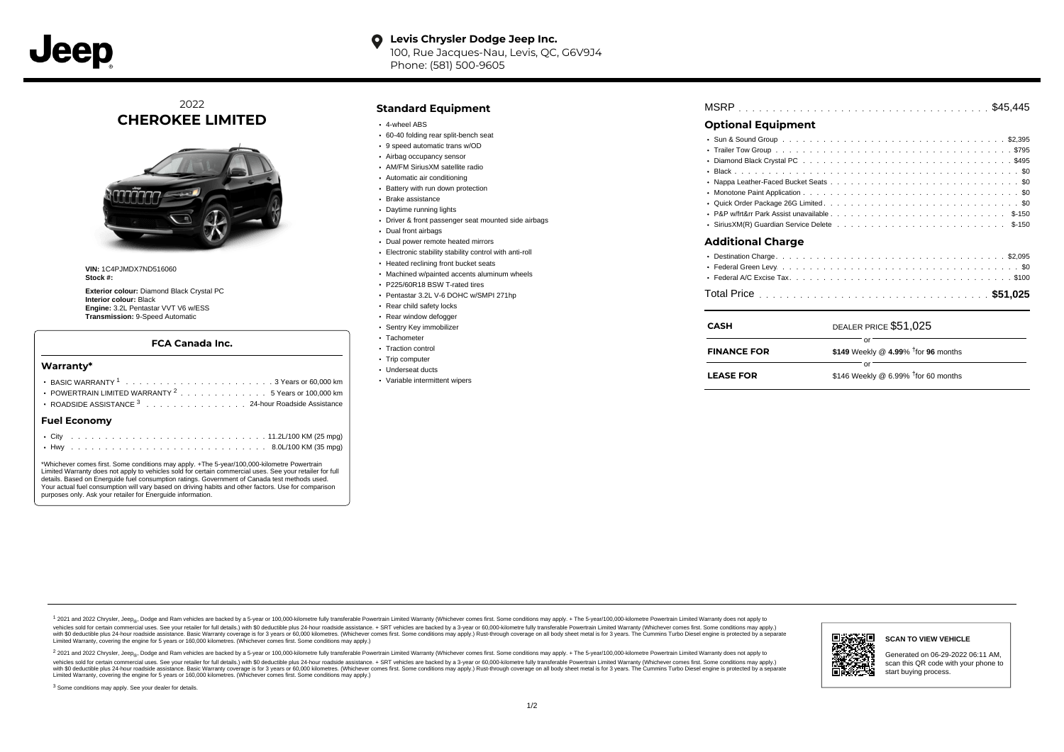Jeep

**Levis Chrysler Dodge Jeep Inc.**
100, Rue Jacques-Nau, Levis, QC, G6V9J4
Phone: (581) 500-9605

2022
# CHEROKEE LIMITED

**VIN:** 1C4PJMDX7ND516060
**Stock #:**

**Exterior colour:** Diamond Black Crystal PC
**Interior colour:** Black
**Engine:** 3.2L Pentastar VVT V6 w/ESS
**Transmission:** 9-Speed Automatic

### FCA Canada Inc.

## Warranty*

- BASIC WARRANTY [1] . . . . . 3 Years or 60,000 km
- POWERTRAIN LIMITED WARRANTY [2] . . . . . 5 Years or 100,000 km
- ROADSIDE ASSISTANCE [3] . . . . . 24-hour Roadside Assistance

## Fuel Economy

- City . . . . . 11.2L/100 KM (25 mpg)
- Hwy . . . . . 8.0L/100 KM (35 mpg)

*Whichever comes first. Some conditions may apply. +The 5-year/100,000-kilometre Powertrain Limited Warranty does not apply to vehicles sold for certain commercial uses. See your retailer for full details. Based on Energuide fuel consumption ratings. Government of Canada test methods used. Your actual fuel consumption will vary based on driving habits and other factors. Use for comparison purposes only. Ask your retailer for Energuide information.

## Standard Equipment

- 4-wheel ABS
- 60-40 folding rear split-bench seat
- 9 speed automatic trans w/OD
- Airbag occupancy sensor
- AM/FM SiriusXM satellite radio
- Automatic air conditioning
- Battery with run down protection
- Brake assistance
- Daytime running lights
- Driver & front passenger seat mounted side airbags
- Dual front airbags
- Dual power remote heated mirrors
- Electronic stability stability control with anti-roll
- Heated reclining front bucket seats
- Machined w/painted accents aluminum wheels
- P225/60R18 BSW T-rated tires
- Pentastar 3.2L V-6 DOHC w/SMPI 271hp
- Rear child safety locks
- Rear window defogger
- Sentry Key immobilizer
- Tachometer
- Traction control
- Trip computer
- Underseat ducts
- Variable intermittent wipers

MSRP . . . . . $45,445

## Optional Equipment

- Sun & Sound Group . . . . . $2,395
- Trailer Tow Group . . . . . $795
- Diamond Black Crystal PC . . . . . $495
- Black . . . . . $0
- Nappa Leather-Faced Bucket Seats . . . . . $0
- Monotone Paint Application . . . . . $0
- Quick Order Package 26G Limited . . . . . $0
- P&P w/frt&rr Park Assist unavailable . . . . . $-150
- SiriusXM(R) Guardian Service Delete . . . . . $-150

## Additional Charge

- Destination Charge . . . . . $2,095
- Federal Green Levy . . . . . $0
- Federal A/C Excise Tax . . . . . $100

Total Price . . . . . **$51,025**

| | |
|---|---|
| **CASH** | DEALER PRICE $51,025 |
| | or |
| **FINANCE FOR** | **$149** Weekly @ **4.99**% †for **96** months |
| | or |
| **LEASE FOR** | $146 Weekly @ 6.99% †for 60 months |

[1] 2021 and 2022 Chrysler, Jeep®, Dodge and Ram vehicles are backed by a 5-year or 100,000-kilometre fully transferable Powertrain Limited Warranty (Whichever comes first. Some conditions may apply. + The 5-year/100,000-kilometre Powertrain Limited Warranty does not apply to vehicles sold for certain commercial uses. See your retailer for full details.) with $0 deductible plus 24-hour roadside assistance. + SRT vehicles are backed by a 3-year or 60,000-kilometre fully transferable Powertrain Limited Warranty (Whichever comes first. Some conditions may apply.) with $0 deductible plus 24-hour roadside assistance. Basic Warranty coverage is for 3 years or 60,000 kilometres. (Whichever comes first. Some conditions may apply.) Rust-through coverage on all body sheet metal is for 3 years. The Cummins Turbo Diesel engine is protected by a separate Limited Warranty, covering the engine for 5 years or 160,000 kilometres. (Whichever comes first. Some conditions may apply.)

[2] 2021 and 2022 Chrysler, Jeep®, Dodge and Ram vehicles are backed by a 5-year or 100,000-kilometre fully transferable Powertrain Limited Warranty (Whichever comes first. Some conditions may apply. + The 5-year/100,000-kilometre Powertrain Limited Warranty does not apply to vehicles sold for certain commercial uses. See your retailer for full details.) with $0 deductible plus 24-hour roadside assistance. + SRT vehicles are backed by a 3-year or 60,000-kilometre fully transferable Powertrain Limited Warranty (Whichever comes first. Some conditions may apply.) with $0 deductible plus 24-hour roadside assistance. Basic Warranty coverage is for 3 years or 60,000 kilometres. (Whichever comes first. Some conditions may apply.) Rust-through coverage on all body sheet metal is for 3 years. The Cummins Turbo Diesel engine is protected by a separate Limited Warranty, covering the engine for 5 years or 160,000 kilometres. (Whichever comes first. Some conditions may apply.)

[3] Some conditions may apply. See your dealer for details.

**SCAN TO VIEW VEHICLE**

Generated on 06-29-2022 06:11 AM, scan this QR code with your phone to start buying process.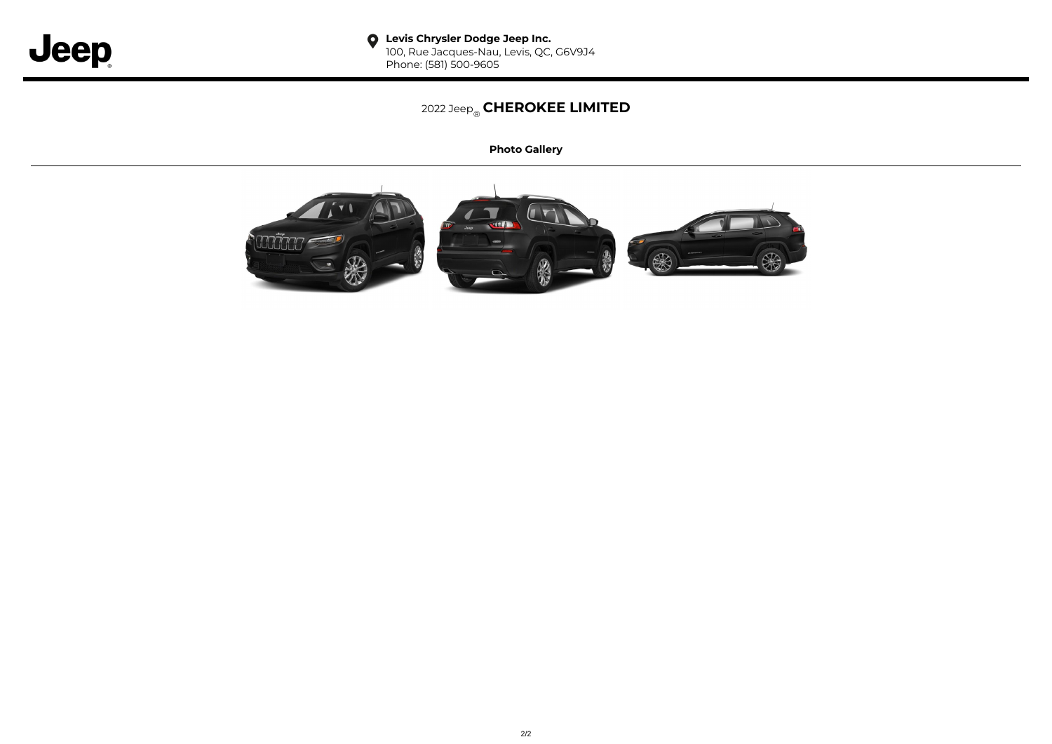Jeep

**Levis Chrysler Dodge Jeep Inc.**
100, Rue Jacques-Nau, Levis, QC, G6V9J4
Phone: (581) 500-9605

# 2022 Jeep® CHEROKEE LIMITED

**Photo Gallery**